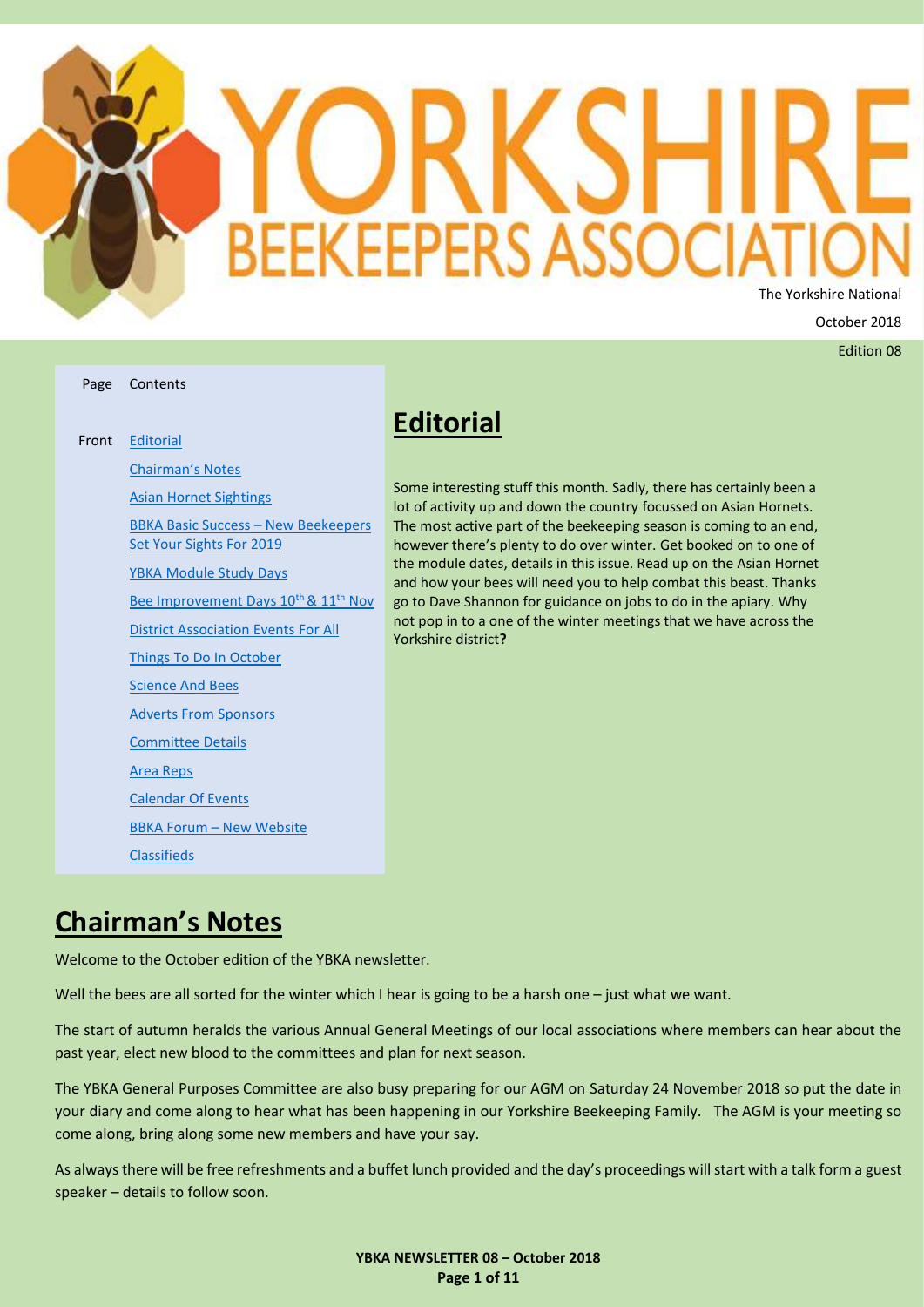# YORKSHIRE BEEKEEPERS ASSOCIATION

The Yorkshire National

October 2018

Edition 08

| Page | Contents |
|---|---|
| Front | Editorial |
| | Chairman's Notes |
| | Asian Hornet Sightings |
| | BBKA Basic Success – New Beekeepers Set Your Sights For 2019 |
| | YBKA Module Study Days |
| | Bee Improvement Days 10th & 11th Nov |
| | District Association Events For All |
| | Things To Do In October |
| | Science And Bees |
| | Adverts From Sponsors |
| | Committee Details |
| | Area Reps |
| | Calendar Of Events |
| | BBKA Forum – New Website |
| | Classifieds |

## Editorial

Some interesting stuff this month. Sadly, there has certainly been a lot of activity up and down the country focussed on Asian Hornets. The most active part of the beekeeping season is coming to an end, however there's plenty to do over winter. Get booked on to one of the module dates, details in this issue. Read up on the Asian Hornet and how your bees will need you to help combat this beast. Thanks go to Dave Shannon for guidance on jobs to do in the apiary. Why not pop in to a one of the winter meetings that we have across the Yorkshire district**?**

## Chairman's Notes

Welcome to the October edition of the YBKA newsletter.

Well the bees are all sorted for the winter which I hear is going to be a harsh one – just what we want.

The start of autumn heralds the various Annual General Meetings of our local associations where members can hear about the past year, elect new blood to the committees and plan for next season.

The YBKA General Purposes Committee are also busy preparing for our AGM on Saturday 24 November 2018 so put the date in your diary and come along to hear what has been happening in our Yorkshire Beekeeping Family. The AGM is your meeting so come along, bring along some new members and have your say.

As always there will be free refreshments and a buffet lunch provided and the day's proceedings will start with a talk form a guest speaker – details to follow soon.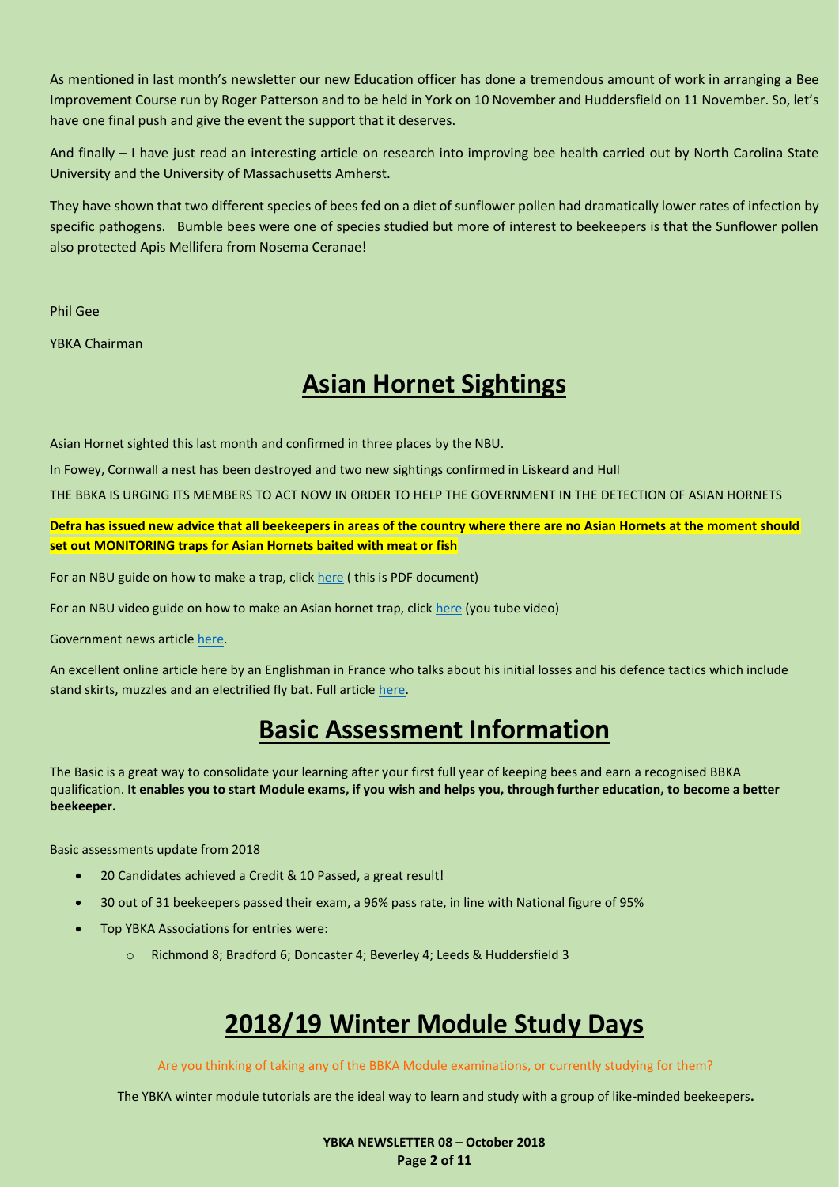As mentioned in last month's newsletter our new Education officer has done a tremendous amount of work in arranging a Bee Improvement Course run by Roger Patterson and to be held in York on 10 November and Huddersfield on 11 November. So, let's have one final push and give the event the support that it deserves.

And finally – I have just read an interesting article on research into improving bee health carried out by North Carolina State University and the University of Massachusetts Amherst.

They have shown that two different species of bees fed on a diet of sunflower pollen had dramatically lower rates of infection by specific pathogens. Bumble bees were one of species studied but more of interest to beekeepers is that the Sunflower pollen also protected Apis Mellifera from Nosema Ceranae!

Phil Gee

YBKA Chairman

# Asian Hornet Sightings

Asian Hornet sighted this last month and confirmed in three places by the NBU.

In Fowey, Cornwall a nest has been destroyed and two new sightings confirmed in Liskeard and Hull

THE BBKA IS URGING ITS MEMBERS TO ACT NOW IN ORDER TO HELP THE GOVERNMENT IN THE DETECTION OF ASIAN HORNETS

**Defra has issued new advice that all beekeepers in areas of the country where there are no Asian Hornets at the moment should set out MONITORING traps for Asian Hornets baited with meat or fish**

For an NBU guide on how to make a trap, click here ( this is PDF document)

For an NBU video guide on how to make an Asian hornet trap, click here (you tube video)

Government news article here.

An excellent online article here by an Englishman in France who talks about his initial losses and his defence tactics which include stand skirts, muzzles and an electrified fly bat. Full article here.

# Basic Assessment Information

The Basic is a great way to consolidate your learning after your first full year of keeping bees and earn a recognised BBKA qualification. **It enables you to start Module exams, if you wish and helps you, through further education, to become a better beekeeper.**

Basic assessments update from 2018

- 20 Candidates achieved a Credit & 10 Passed, a great result!
- 30 out of 31 beekeepers passed their exam, a 96% pass rate, in line with National figure of 95%
- Top YBKA Associations for entries were:
  - Richmond 8; Bradford 6; Doncaster 4; Beverley 4; Leeds & Huddersfield 3

# 2018/19 Winter Module Study Days

Are you thinking of taking any of the BBKA Module examinations, or currently studying for them?

The YBKA winter module tutorials are the ideal way to learn and study with a group of like-minded beekeepers.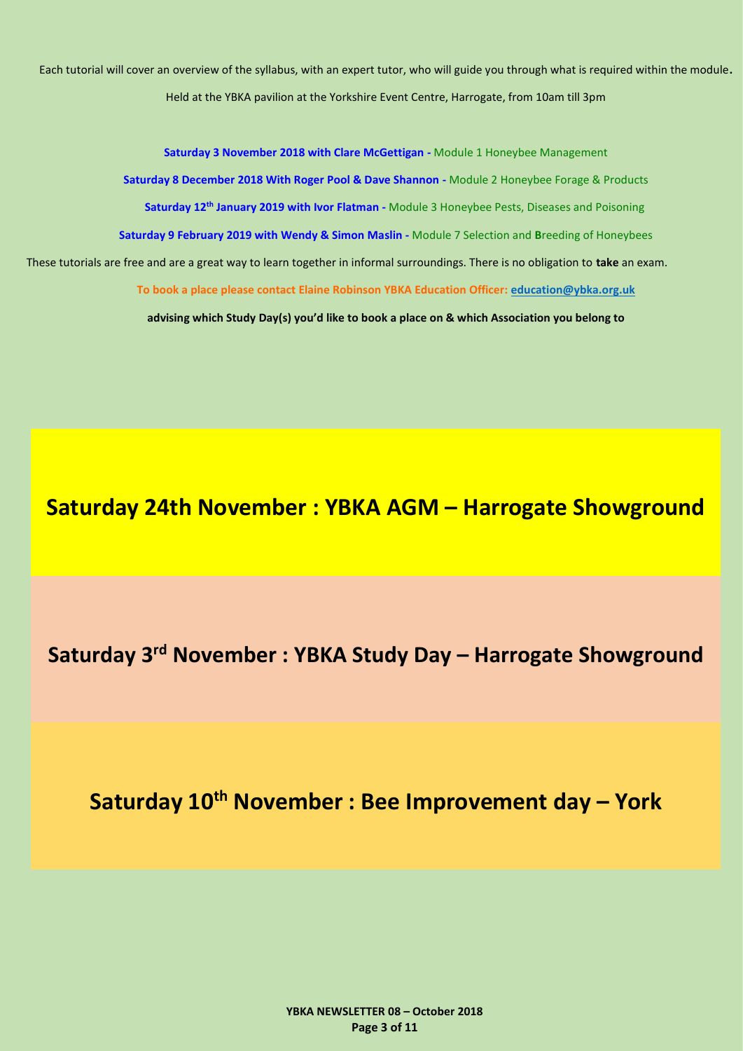Each tutorial will cover an overview of the syllabus, with an expert tutor, who will guide you through what is required within the module**.**

Held at the YBKA pavilion at the Yorkshire Event Centre, Harrogate, from 10am till 3pm

**Saturday 3 November 2018 with Clare McGettigan -** Module 1 Honeybee Management

**Saturday 8 December 2018 With Roger Pool & Dave Shannon -** Module 2 Honeybee Forage & Products

**Saturday 12th January 2019 with Ivor Flatman -** Module 3 Honeybee Pests, Diseases and Poisoning

**Saturday 9 February 2019 with Wendy & Simon Maslin -** Module 7 Selection and **B**reeding of Honeybees

These tutorials are free and are a great way to learn together in informal surroundings. There is no obligation to **take** an exam.

**To book a place please contact Elaine Robinson YBKA Education Officer: education@ybka.org.uk**

**advising which Study Day(s) you'd like to book a place on & which Association you belong to**

## Saturday 24th November : YBKA AGM – Harrogate Showground

## Saturday 3rd November : YBKA Study Day – Harrogate Showground

## Saturday 10th November : Bee Improvement day – York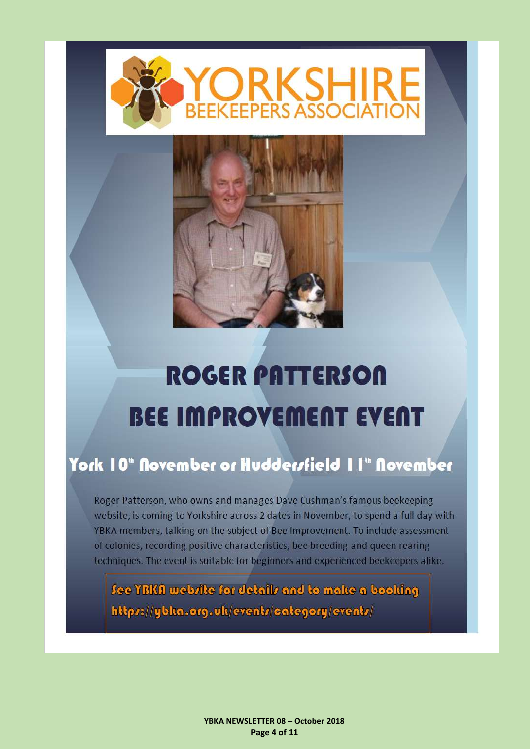# YORKSHIRE BEEKEEPERS ASSOCIATION

# ROGER PATTERSON BEE IMPROVEMENT EVENT

## York 10th November or Huddersfield 11th November

Roger Patterson, who owns and manages Dave Cushman's famous beekeeping website, is coming to Yorkshire across 2 dates in November, to spend a full day with YBKA members, talking on the subject of Bee Improvement. To include assessment of colonies, recording positive characteristics, bee breeding and queen rearing techniques. The event is suitable for beginners and experienced beekeepers alike.

**See YBKA website for details and to make a booking https://ybka.org.uk/events/category/events/**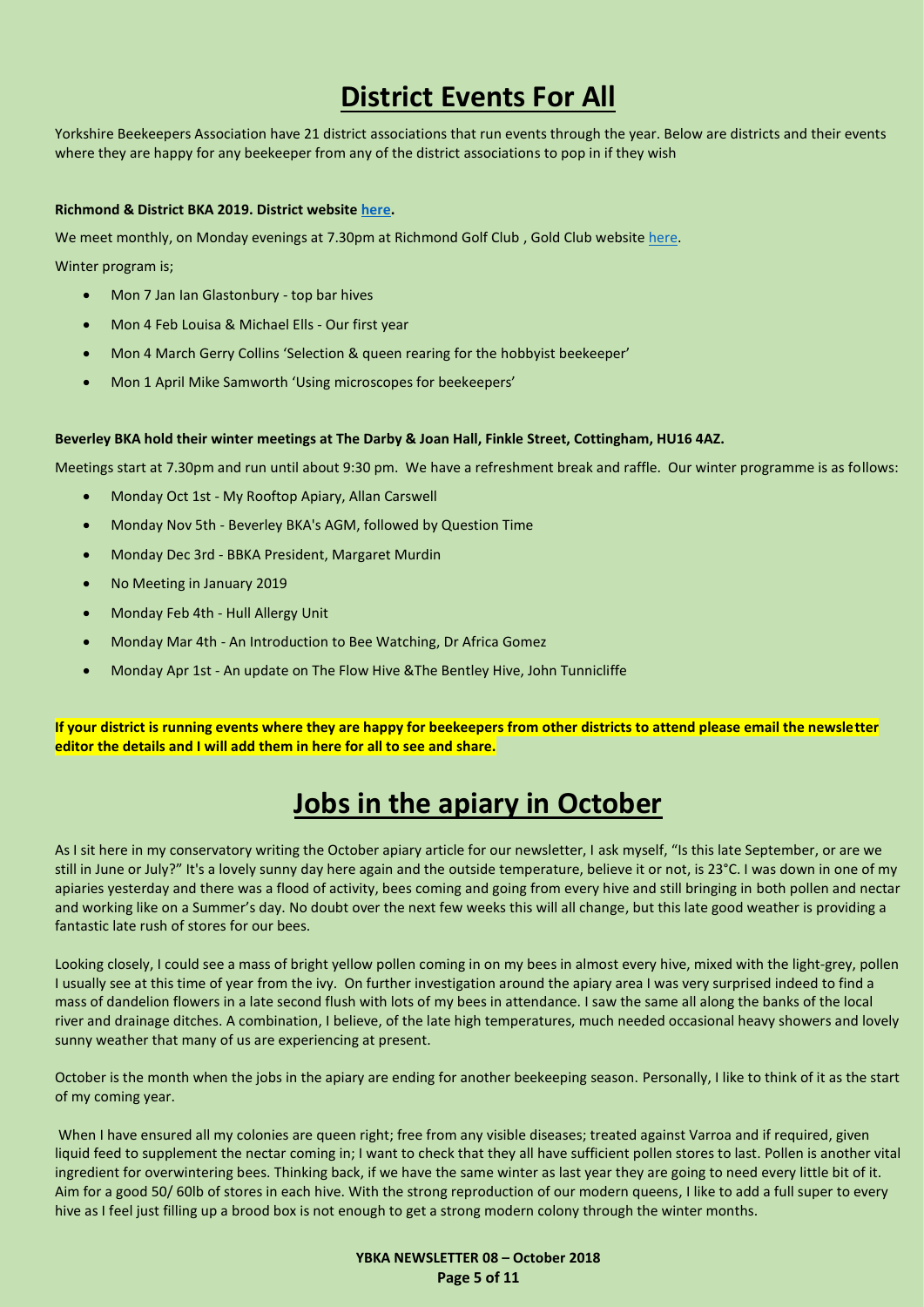# District Events For All

Yorkshire Beekeepers Association have 21 district associations that run events through the year. Below are districts and their events where they are happy for any beekeeper from any of the district associations to pop in if they wish

**Richmond & District BKA 2019. District website here.**

We meet monthly, on Monday evenings at 7.30pm at Richmond Golf Club , Gold Club website here.

Winter program is;

- Mon 7 Jan Ian Glastonbury - top bar hives
- Mon 4 Feb Louisa & Michael Ells - Our first year
- Mon 4 March Gerry Collins 'Selection & queen rearing for the hobbyist beekeeper'
- Mon 1 April Mike Samworth 'Using microscopes for beekeepers'

**Beverley BKA hold their winter meetings at The Darby & Joan Hall, Finkle Street, Cottingham, HU16 4AZ.**

Meetings start at 7.30pm and run until about 9:30 pm. We have a refreshment break and raffle. Our winter programme is as follows:

- Monday Oct 1st - My Rooftop Apiary, Allan Carswell
- Monday Nov 5th - Beverley BKA's AGM, followed by Question Time
- Monday Dec 3rd - BBKA President, Margaret Murdin
- No Meeting in January 2019
- Monday Feb 4th - Hull Allergy Unit
- Monday Mar 4th - An Introduction to Bee Watching, Dr Africa Gomez
- Monday Apr 1st - An update on The Flow Hive &The Bentley Hive, John Tunnicliffe

**If your district is running events where they are happy for beekeepers from other districts to attend please email the newsletter editor the details and I will add them in here for all to see and share.**

# Jobs in the apiary in October

As I sit here in my conservatory writing the October apiary article for our newsletter, I ask myself, "Is this late September, or are we still in June or July?" It's a lovely sunny day here again and the outside temperature, believe it or not, is 23°C. I was down in one of my apiaries yesterday and there was a flood of activity, bees coming and going from every hive and still bringing in both pollen and nectar and working like on a Summer's day. No doubt over the next few weeks this will all change, but this late good weather is providing a fantastic late rush of stores for our bees.

Looking closely, I could see a mass of bright yellow pollen coming in on my bees in almost every hive, mixed with the light-grey, pollen I usually see at this time of year from the ivy. On further investigation around the apiary area I was very surprised indeed to find a mass of dandelion flowers in a late second flush with lots of my bees in attendance. I saw the same all along the banks of the local river and drainage ditches. A combination, I believe, of the late high temperatures, much needed occasional heavy showers and lovely sunny weather that many of us are experiencing at present.

October is the month when the jobs in the apiary are ending for another beekeeping season. Personally, I like to think of it as the start of my coming year.

When I have ensured all my colonies are queen right; free from any visible diseases; treated against Varroa and if required, given liquid feed to supplement the nectar coming in; I want to check that they all have sufficient pollen stores to last. Pollen is another vital ingredient for overwintering bees. Thinking back, if we have the same winter as last year they are going to need every little bit of it. Aim for a good 50/ 60lb of stores in each hive. With the strong reproduction of our modern queens, I like to add a full super to every hive as I feel just filling up a brood box is not enough to get a strong modern colony through the winter months.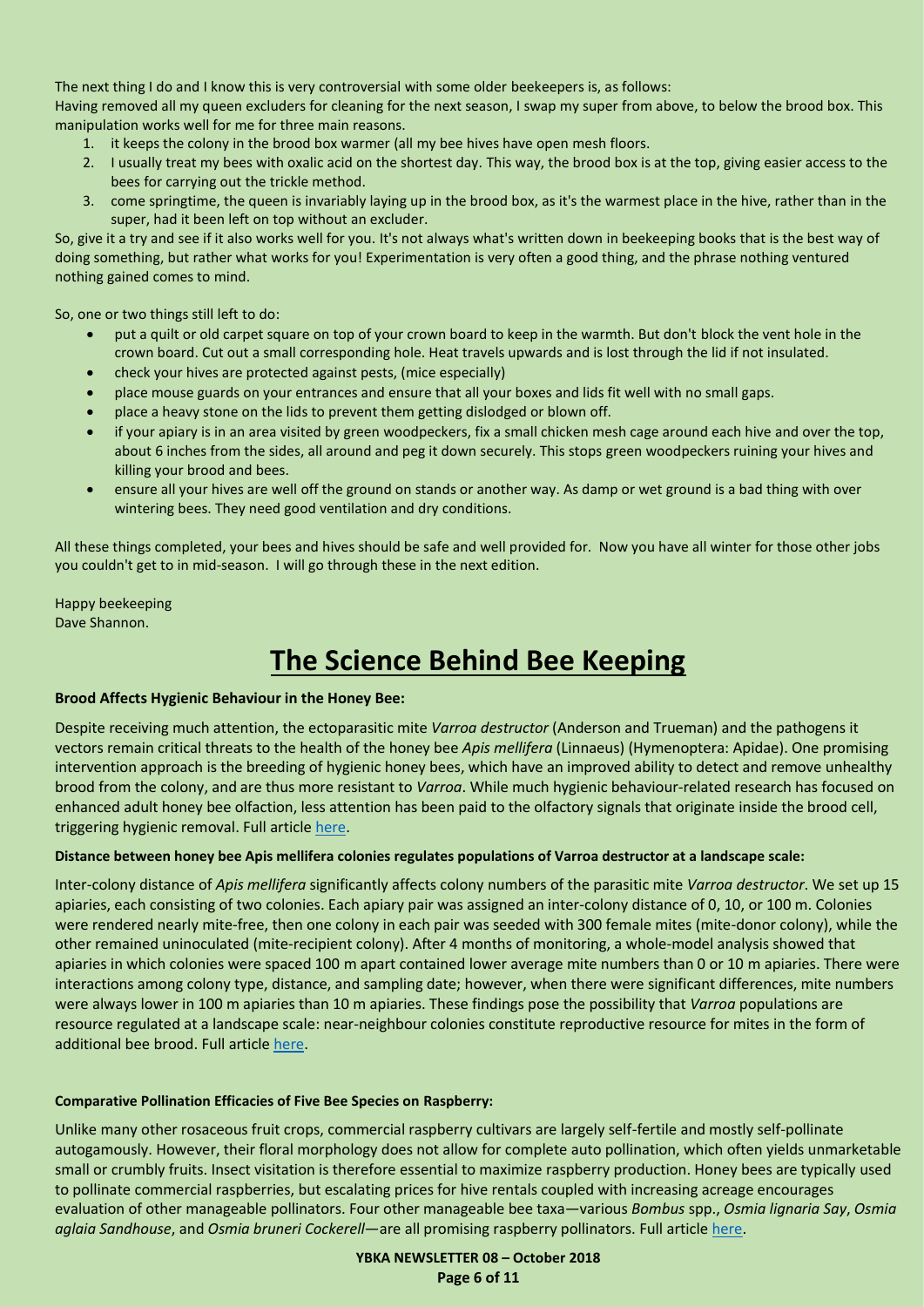The next thing I do and I know this is very controversial with some older beekeepers is, as follows:
Having removed all my queen excluders for cleaning for the next season, I swap my super from above, to below the brood box. This manipulation works well for me for three main reasons.

1. it keeps the colony in the brood box warmer (all my bee hives have open mesh floors.
2. I usually treat my bees with oxalic acid on the shortest day. This way, the brood box is at the top, giving easier access to the bees for carrying out the trickle method.
3. come springtime, the queen is invariably laying up in the brood box, as it's the warmest place in the hive, rather than in the super, had it been left on top without an excluder.

So, give it a try and see if it also works well for you. It's not always what's written down in beekeeping books that is the best way of doing something, but rather what works for you! Experimentation is very often a good thing, and the phrase nothing ventured nothing gained comes to mind.

So, one or two things still left to do:

- put a quilt or old carpet square on top of your crown board to keep in the warmth. But don't block the vent hole in the crown board. Cut out a small corresponding hole. Heat travels upwards and is lost through the lid if not insulated.
- check your hives are protected against pests, (mice especially)
- place mouse guards on your entrances and ensure that all your boxes and lids fit well with no small gaps.
- place a heavy stone on the lids to prevent them getting dislodged or blown off.
- if your apiary is in an area visited by green woodpeckers, fix a small chicken mesh cage around each hive and over the top, about 6 inches from the sides, all around and peg it down securely. This stops green woodpeckers ruining your hives and killing your brood and bees.
- ensure all your hives are well off the ground on stands or another way. As damp or wet ground is a bad thing with over wintering bees. They need good ventilation and dry conditions.

All these things completed, your bees and hives should be safe and well provided for. Now you have all winter for those other jobs you couldn't get to in mid-season. I will go through these in the next edition.

Happy beekeeping
Dave Shannon.

# The Science Behind Bee Keeping

**Brood Affects Hygienic Behaviour in the Honey Bee:**

Despite receiving much attention, the ectoparasitic mite *Varroa destructor* (Anderson and Trueman) and the pathogens it vectors remain critical threats to the health of the honey bee *Apis mellifera* (Linnaeus) (Hymenoptera: Apidae). One promising intervention approach is the breeding of hygienic honey bees, which have an improved ability to detect and remove unhealthy brood from the colony, and are thus more resistant to *Varroa*. While much hygienic behaviour-related research has focused on enhanced adult honey bee olfaction, less attention has been paid to the olfactory signals that originate inside the brood cell, triggering hygienic removal. Full article here.

**Distance between honey bee Apis mellifera colonies regulates populations of Varroa destructor at a landscape scale:**

Inter-colony distance of *Apis mellifera* significantly affects colony numbers of the parasitic mite *Varroa destructor*. We set up 15 apiaries, each consisting of two colonies. Each apiary pair was assigned an inter-colony distance of 0, 10, or 100 m. Colonies were rendered nearly mite-free, then one colony in each pair was seeded with 300 female mites (mite-donor colony), while the other remained uninoculated (mite-recipient colony). After 4 months of monitoring, a whole-model analysis showed that apiaries in which colonies were spaced 100 m apart contained lower average mite numbers than 0 or 10 m apiaries. There were interactions among colony type, distance, and sampling date; however, when there were significant differences, mite numbers were always lower in 100 m apiaries than 10 m apiaries. These findings pose the possibility that *Varroa* populations are resource regulated at a landscape scale: near-neighbour colonies constitute reproductive resource for mites in the form of additional bee brood. Full article here.

**Comparative Pollination Efficacies of Five Bee Species on Raspberry:**

Unlike many other rosaceous fruit crops, commercial raspberry cultivars are largely self-fertile and mostly self-pollinate autogamously. However, their floral morphology does not allow for complete auto pollination, which often yields unmarketable small or crumbly fruits. Insect visitation is therefore essential to maximize raspberry production. Honey bees are typically used to pollinate commercial raspberries, but escalating prices for hive rentals coupled with increasing acreage encourages evaluation of other manageable pollinators. Four other manageable bee taxa—various *Bombus* spp., *Osmia lignaria Say*, *Osmia aglaia Sandhouse*, and *Osmia bruneri Cockerell*—are all promising raspberry pollinators. Full article here.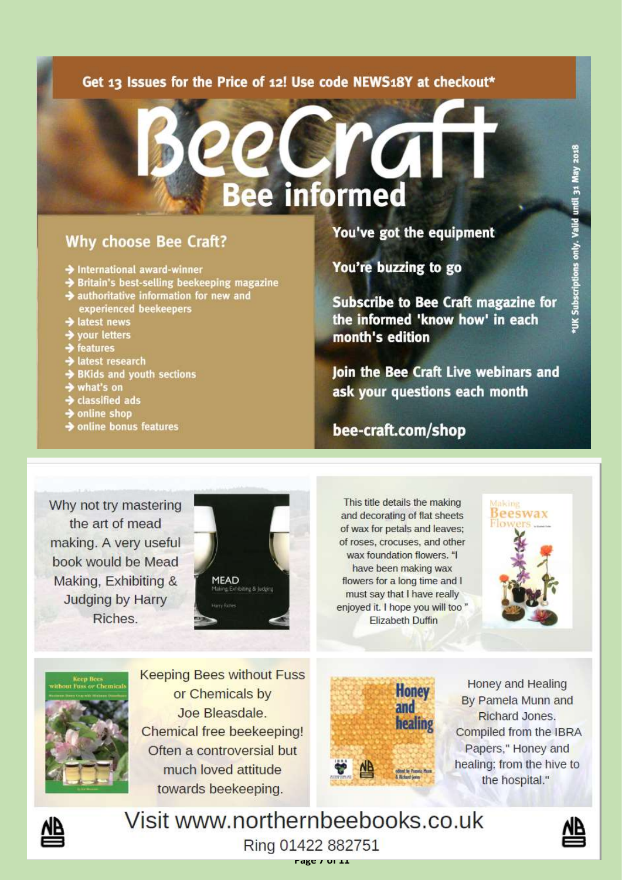Get 13 Issues for the Price of 12! Use code NEWS18Y at checkout*

# BeeCraft

## Bee informed

### Why choose Bee Craft?

- International award-winner
- Britain's best-selling beekeeping magazine
- authoritative information for new and experienced beekeepers
- latest news
- your letters
- features
- latest research
- BKids and youth sections
- what's on
- classified ads
- online shop
- online bonus features

**You've got the equipment**

**You're buzzing to go**

**Subscribe to Bee Craft magazine for the informed 'know how' in each month's edition**

**Join the Bee Craft Live webinars and ask your questions each month**

**bee-craft.com/shop**

*UK Subscriptions only. Valid until 31 May 2018

---

Why not try mastering the art of mead making. A very useful book would be Mead Making, Exhibiting & Judging by Harry Riches.

This title details the making and decorating of flat sheets of wax for petals and leaves; of roses, crocuses, and other wax foundation flowers. "I have been making wax flowers for a long time and I must say that I have really enjoyed it. I hope you will too " Elizabeth Duffin

Keeping Bees without Fuss or Chemicals by Joe Bleasdale. Chemical free beekeeping! Often a controversial but much loved attitude towards beekeeping.

Honey and Healing By Pamela Munn and Richard Jones. Compiled from the IBRA Papers," Honey and healing: from the hive to the hospital."

Visit www.northernbeebooks.co.uk

Ring 01422 882751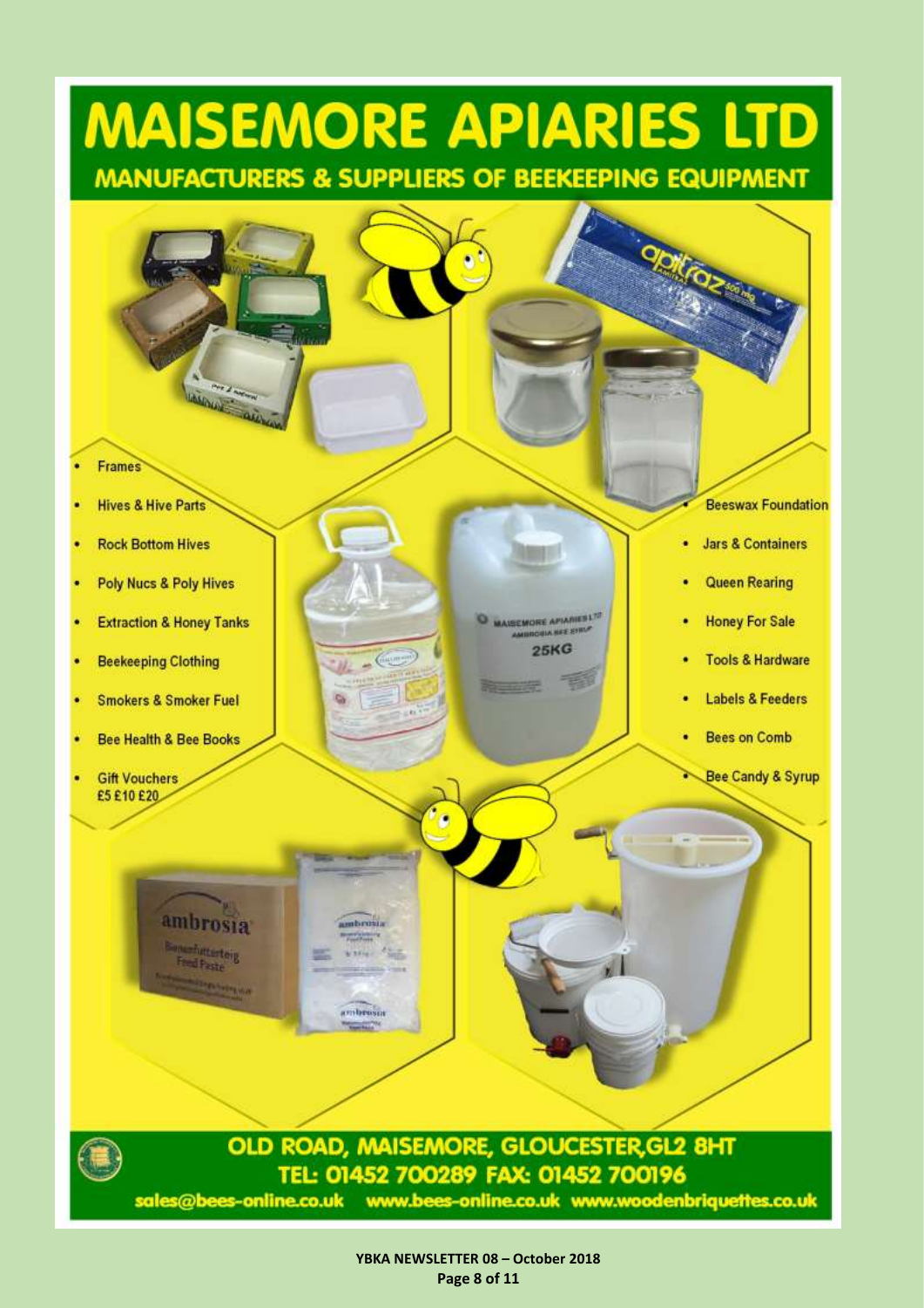# MAISEMORE APIARIES LTD

## MANUFACTURERS & SUPPLIERS OF BEEKEEPING EQUIPMENT

- Frames
- Hives & Hive Parts
- Rock Bottom Hives
- Poly Nucs & Poly Hives
- Extraction & Honey Tanks
- Beekeeping Clothing
- Smokers & Smoker Fuel
- Bee Health & Bee Books
- Gift Vouchers £5 £10 £20

- Beeswax Foundation
- Jars & Containers
- Queen Rearing
- Honey For Sale
- Tools & Hardware
- Labels & Feeders
- Bees on Comb
- Bee Candy & Syrup

**OLD ROAD, MAISEMORE, GLOUCESTER, GL2 8HT**

**TEL: 01452 700289 FAX: 01452 700196**

**sales@bees-online.co.uk www.bees-online.co.uk www.woodenbriquettes.co.uk**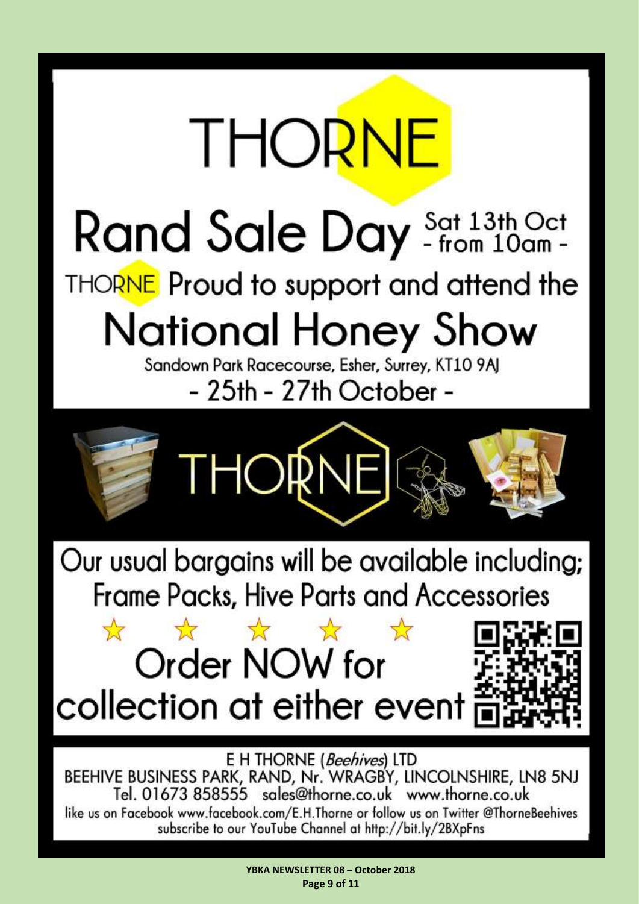# THORNE

## Rand Sale Day

Sat 13th Oct
- from 10am -

THORNE Proud to support and attend the

## National Honey Show

Sandown Park Racecourse, Esher, Surrey, KT10 9AJ

- 25th - 27th October -

THORNE

Our usual bargains will be available including;
Frame Packs, Hive Parts and Accessories

☆ ☆ ☆ ☆ ☆

## Order NOW for collection at either event

E H THORNE (*Beehives*) LTD
BEEHIVE BUSINESS PARK, RAND, Nr. WRAGBY, LINCOLNSHIRE, LN8 5NJ
Tel. 01673 858555 sales@thorne.co.uk www.thorne.co.uk
like us on Facebook www.facebook.com/E.H.Thorne or follow us on Twitter @ThorneBeehives
subscribe to our YouTube Channel at http://bit.ly/2BXpFns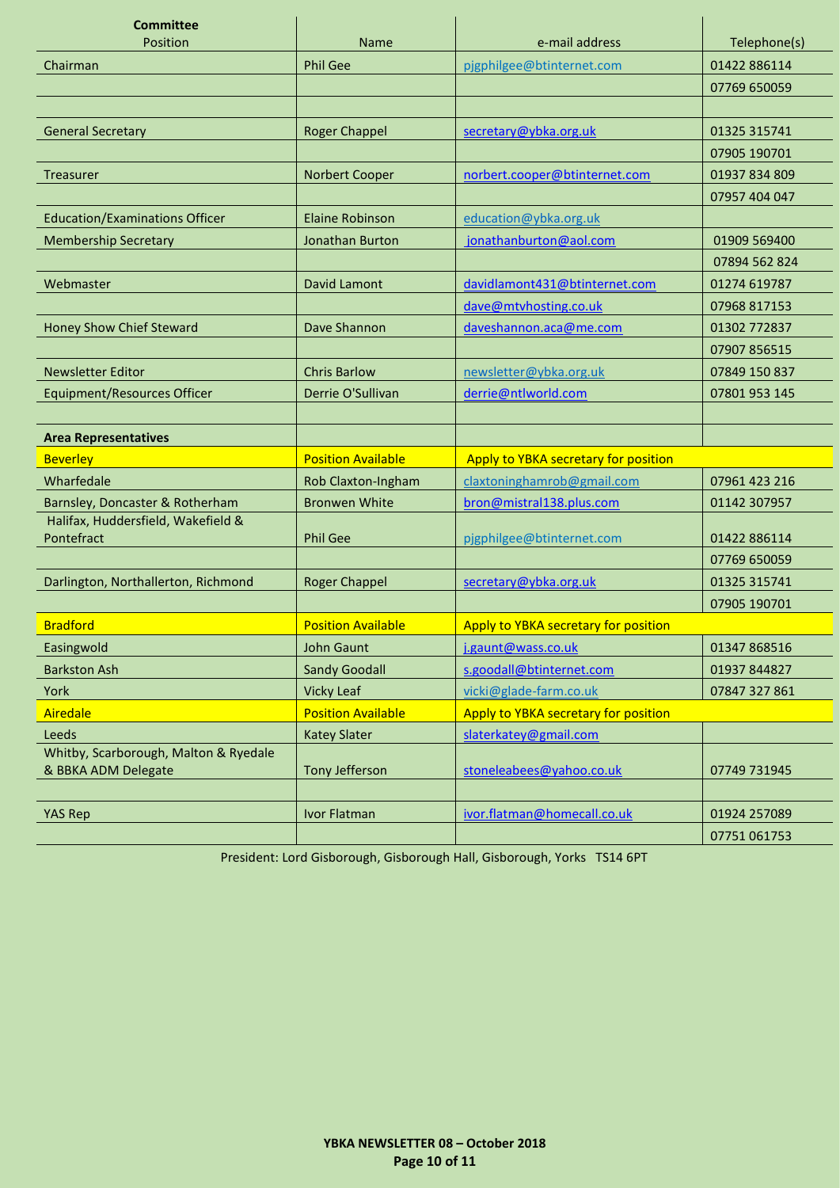| Committee Position | Name | e-mail address | Telephone(s) |
|---|---|---|---|
| Chairman | Phil Gee | pjgphilgee@btinternet.com | 01422 886114 |
| | | | 07769 650059 |
| | | | |
| General Secretary | Roger Chappel | secretary@ybka.org.uk | 01325 315741 |
| | | | 07905 190701 |
| Treasurer | Norbert Cooper | norbert.cooper@btinternet.com | 01937 834 809 |
| | | | 07957 404 047 |
| Education/Examinations Officer | Elaine Robinson | education@ybka.org.uk | |
| Membership Secretary | Jonathan Burton | jonathanburton@aol.com | 01909 569400 |
| | | | 07894 562 824 |
| Webmaster | David Lamont | davidlamont431@btinternet.com | 01274 619787 |
| | | dave@mtvhosting.co.uk | 07968 817153 |
| Honey Show Chief Steward | Dave Shannon | daveshannon.aca@me.com | 01302 772837 |
| | | | 07907 856515 |
| Newsletter Editor | Chris Barlow | newsletter@ybka.org.uk | 07849 150 837 |
| Equipment/Resources Officer | Derrie O'Sullivan | derrie@ntlworld.com | 07801 953 145 |
| | | | |
| **Area Representatives** | | | |
| Beverley | Position Available | Apply to YBKA secretary for position | |
| Wharfedale | Rob Claxton-Ingham | claxtoninghamrob@gmail.com | 07961 423 216 |
| Barnsley, Doncaster & Rotherham | Bronwen White | bron@mistral138.plus.com | 01142 307957 |
| Halifax, Huddersfield, Wakefield & Pontefract | Phil Gee | pjgphilgee@btinternet.com | 01422 886114 |
| | | | 07769 650059 |
| Darlington, Northallerton, Richmond | Roger Chappel | secretary@ybka.org.uk | 01325 315741 |
| | | | 07905 190701 |
| Bradford | Position Available | Apply to YBKA secretary for position | |
| Easingwold | John Gaunt | j.gaunt@wass.co.uk | 01347 868516 |
| Barkston Ash | Sandy Goodall | s.goodall@btinternet.com | 01937 844827 |
| York | Vicky Leaf | vicki@glade-farm.co.uk | 07847 327 861 |
| Airedale | Position Available | Apply to YBKA secretary for position | |
| Leeds | Katey Slater | slaterkatey@gmail.com | |
| Whitby, Scarborough, Malton & Ryedale & BBKA ADM Delegate | Tony Jefferson | stoneleabees@yahoo.co.uk | 07749 731945 |
| | | | |
| YAS Rep | Ivor Flatman | ivor.flatman@homecall.co.uk | 01924 257089 |
| | | | 07751 061753 |

President: Lord Gisborough, Gisborough Hall, Gisborough, Yorks TS14 6PT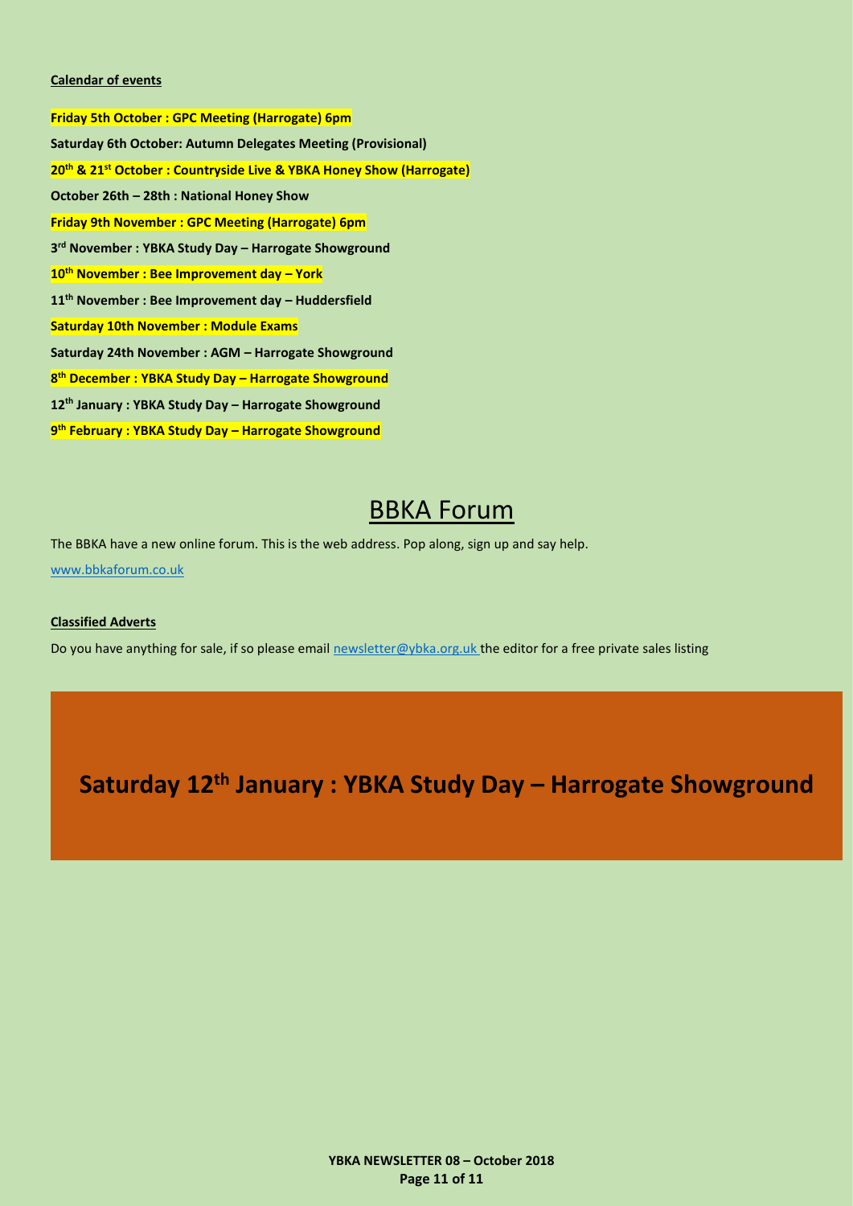**Calendar of events**

**Friday 5th October : GPC Meeting (Harrogate) 6pm**

**Saturday 6th October: Autumn Delegates Meeting (Provisional)**

**20th & 21st October : Countryside Live & YBKA Honey Show (Harrogate)**

**October 26th – 28th : National Honey Show**

**Friday 9th November : GPC Meeting (Harrogate) 6pm**

**3rd November : YBKA Study Day – Harrogate Showground**

**10th November : Bee Improvement day – York**

**11th November : Bee Improvement day – Huddersfield**

**Saturday 10th November : Module Exams**

**Saturday 24th November : AGM – Harrogate Showground**

**8th December : YBKA Study Day – Harrogate Showground**

**12th January : YBKA Study Day – Harrogate Showground**

**9th February : YBKA Study Day – Harrogate Showground**

# BBKA Forum

The BBKA have a new online forum. This is the web address. Pop along, sign up and say help.

www.bbkaforum.co.uk

**Classified Adverts**

Do you have anything for sale, if so please email newsletter@ybka.org.uk the editor for a free private sales listing

## Saturday 12th January : YBKA Study Day – Harrogate Showground